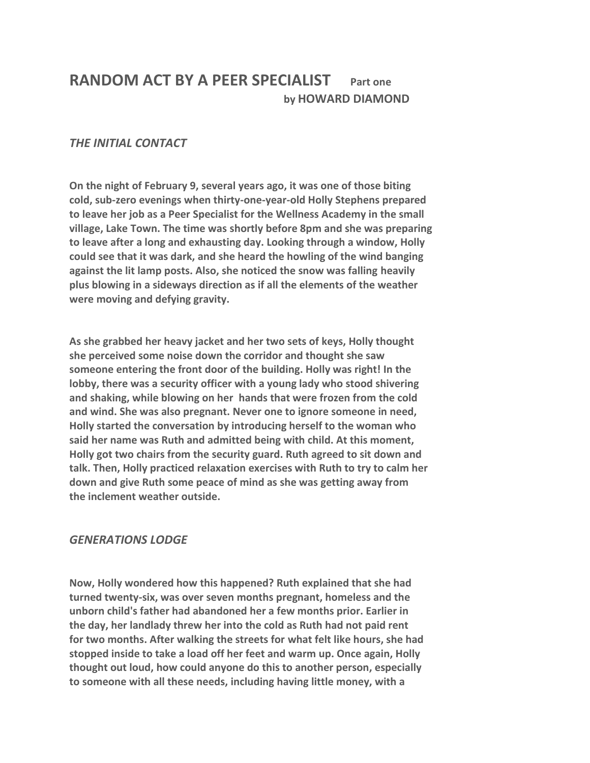# RANDOM ACT BY A PEER SPECIALIST Part one

**by HOWARD DIAMOND**

## *THE INITIAL CONTACT*

**On the night of February 9, several years ago, it was one of those biting cold, sub-zero evenings when thirty-one-year-old Holly Stephens prepared to leave her job as a Peer Specialist for the Wellness Academy in the small village, Lake Town. The time was shortly before 8pm and she was preparing to leave after a long and exhausting day. Looking through a window, Holly could see that it was dark, and she heard the howling of the wind banging against the lit lamp posts. Also, she noticed the snow was falling heavily plus blowing in a sideways direction as if all the elements of the weather were moving and defying gravity.**

**As she grabbed her heavy jacket and her two sets of keys, Holly thought she perceived some noise down the corridor and thought she saw someone entering the front door of the building. Holly was right! In the lobby, there was a security officer with a young lady who stood shivering and shaking, while blowing on her hands that were frozen from the cold and wind. She was also pregnant. Never one to ignore someone in need, Holly started the conversation by introducing herself to the woman who said her name was Ruth and admitted being with child. At this moment, Holly got two chairs from the security guard. Ruth agreed to sit down and talk. Then, Holly practiced relaxation exercises with Ruth to try to calm her down and give Ruth some peace of mind as she was getting away from the inclement weather outside.**

## *GENERATIONS LODGE*

**Now, Holly wondered how this happened? Ruth explained that she had turned twenty-six, was over seven months pregnant, homeless and the unborn child's father had abandoned her a few months prior. Earlier in the day, her landlady threw her into the cold as Ruth had not paid rent for two months. After walking the streets for what felt like hours, she had stopped inside to take a load off her feet and warm up. Once again, Holly thought out loud, how could anyone do this to another person, especially to someone with all these needs, including having little money, with a**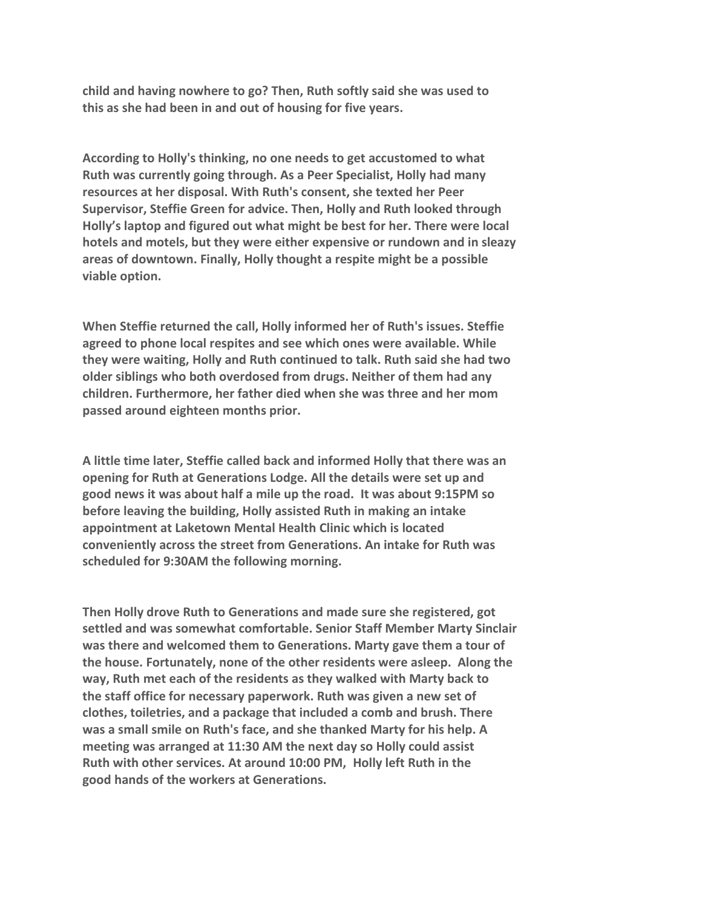**child and having nowhere to go? Then, Ruth softly said she was used to this as she had been in and out of housing for five years.**

**According to Holly's thinking, no one needs to get accustomed to what Ruth was currently going through. As a Peer Specialist, Holly had many resources at her disposal. With Ruth's consent, she texted her Peer Supervisor, Steffie Green for advice. Then, Holly and Ruth looked through Holly's laptop and figured out what might be best for her. There were local hotels and motels, but they were either expensive or rundown and in sleazy areas of downtown. Finally, Holly thought a respite might be a possible viable option.**

**When Steffie returned the call, Holly informed her of Ruth's issues. Steffie agreed to phone local respites and see which ones were available. While they were waiting, Holly and Ruth continued to talk. Ruth said she had two older siblings who both overdosed from drugs. Neither of them had any children. Furthermore, her father died when she was three and her mom passed around eighteen months prior.**

**A little time later, Steffie called back and informed Holly that there was an opening for Ruth at Generations Lodge. All the details were set up and good news it was about half a mile up the road. It was about 9:15PM so before leaving the building, Holly assisted Ruth in making an intake appointment at Laketown Mental Health Clinic which is located conveniently across the street from Generations. An intake for Ruth was scheduled for 9:30AM the following morning.**

**Then Holly drove Ruth to Generations and made sure she registered, got settled and was somewhat comfortable. Senior Staff Member Marty Sinclair was there and welcomed them to Generations. Marty gave them a tour of the house. Fortunately, none of the other residents were asleep. Along the way, Ruth met each of the residents as they walked with Marty back to the staff office for necessary paperwork. Ruth was given a new set of clothes, toiletries, and a package that included a comb and brush. There was a small smile on Ruth's face, and she thanked Marty for his help. A meeting was arranged at 11:30 AM the next day so Holly could assist Ruth with other services. At around 10:00 PM, Holly left Ruth in the good hands of the workers at Generations.**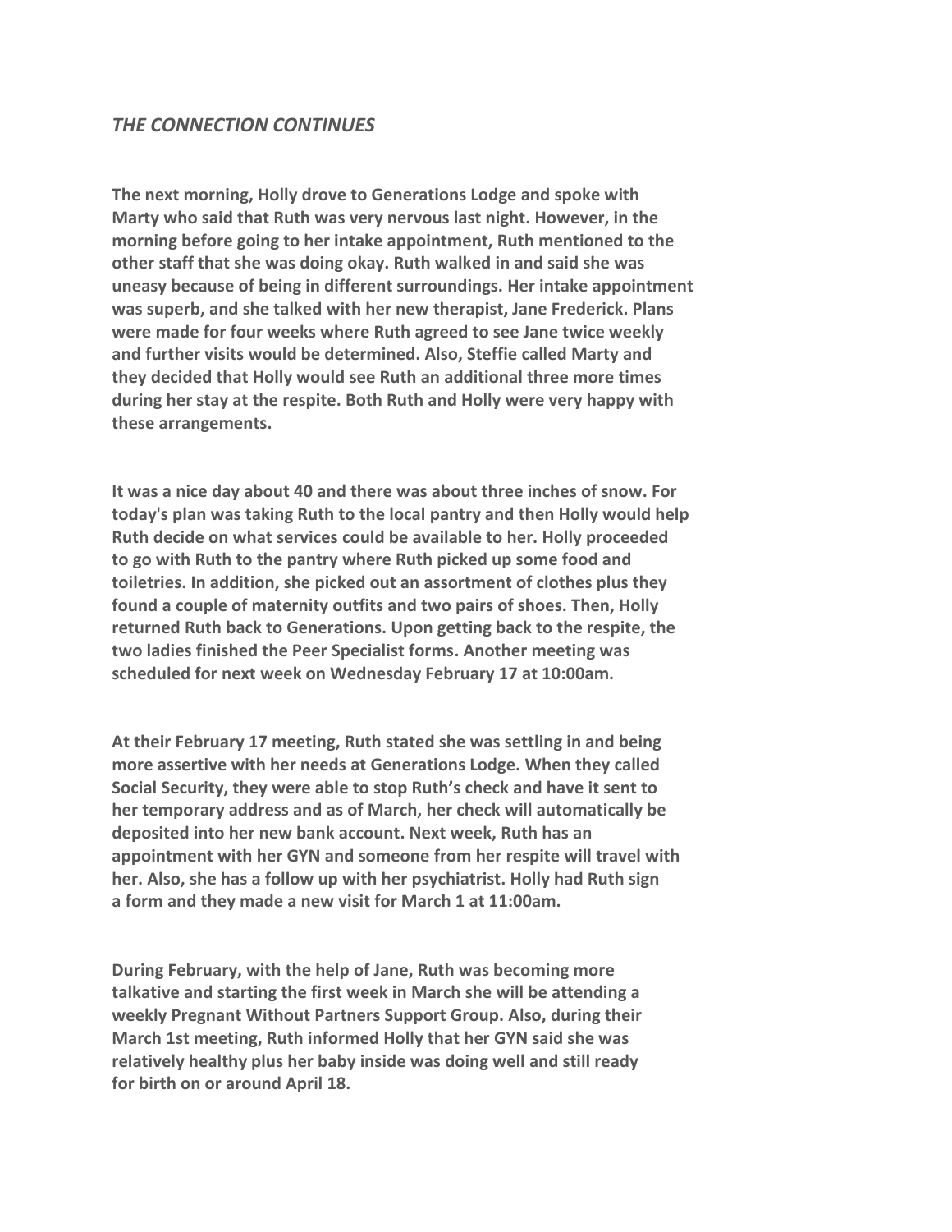### *THE CONNECTION CONTINUES*

**The next morning, Holly drove to Generations Lodge and spoke with Marty who said that Ruth was very nervous last night. However, in the morning before going to her intake appointment, Ruth mentioned to the other staff that she was doing okay. Ruth walked in and said she was uneasy because of being in different surroundings. Her intake appointment was superb, and she talked with her new therapist, Jane Frederick. Plans were made for four weeks where Ruth agreed to see Jane twice weekly and further visits would be determined. Also, Steffie called Marty and they decided that Holly would see Ruth an additional three more times during her stay at the respite. Both Ruth and Holly were very happy with these arrangements.**

**It was a nice day about 40 and there was about three inches of snow. For today's plan was taking Ruth to the local pantry and then Holly would help Ruth decide on what services could be available to her. Holly proceeded to go with Ruth to the pantry where Ruth picked up some food and toiletries. In addition, she picked out an assortment of clothes plus they found a couple of maternity outfits and two pairs of shoes. Then, Holly returned Ruth back to Generations. Upon getting back to the respite, the two ladies finished the Peer Specialist forms. Another meeting was scheduled for next week on Wednesday February 17 at 10:00am.**

**At their February 17 meeting, Ruth stated she was settling in and being more assertive with her needs at Generations Lodge. When they called Social Security, they were able to stop Ruth's check and have it sent to her temporary address and as of March, her check will automatically be deposited into her new bank account. Next week, Ruth has an appointment with her GYN and someone from her respite will travel with her. Also, she has a follow up with her psychiatrist. Holly had Ruth sign a form and they made a new visit for March 1 at 11:00am.**

**During February, with the help of Jane, Ruth was becoming more talkative and starting the first week in March she will be attending a weekly Pregnant Without Partners Support Group. Also, during their March 1st meeting, Ruth informed Holly that her GYN said she was relatively healthy plus her baby inside was doing well and still ready for birth on or around April 18.**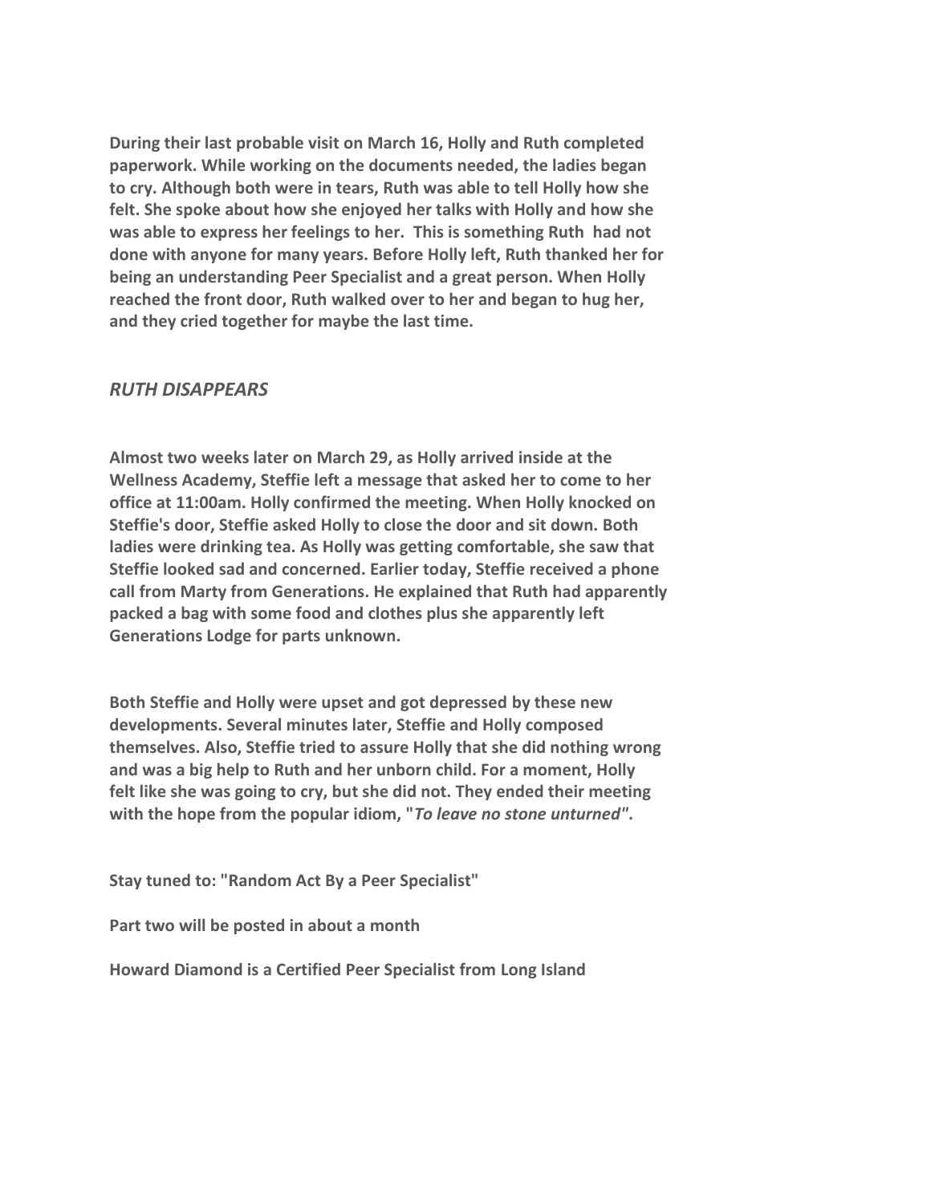**During their last probable visit on March 16, Holly and Ruth completed paperwork. While working on the documents needed, the ladies began to cry. Although both were in tears, Ruth was able to tell Holly how she felt. She spoke about how she enjoyed her talks with Holly and how she was able to express her feelings to her. This is something Ruth had not done with anyone for many years. Before Holly left, Ruth thanked her for being an understanding Peer Specialist and a great person. When Holly reached the front door, Ruth walked over to her and began to hug her, and they cried together for maybe the last time.**

## *RUTH DISAPPEARS*

**Almost two weeks later on March 29, as Holly arrived inside at the Wellness Academy, Steffie left a message that asked her to come to her office at 11:00am. Holly confirmed the meeting. When Holly knocked on Steffie's door, Steffie asked Holly to close the door and sit down. Both ladies were drinking tea. As Holly was getting comfortable, she saw that Steffie looked sad and concerned. Earlier today, Steffie received a phone call from Marty from Generations. He explained that Ruth had apparently packed a bag with some food and clothes plus she apparently left Generations Lodge for parts unknown.**

**Both Steffie and Holly were upset and got depressed by these new developments. Several minutes later, Steffie and Holly composed themselves. Also, Steffie tried to assure Holly that she did nothing wrong and was a big help to Ruth and her unborn child. For a moment, Holly felt like she was going to cry, but she did not. They ended their meeting with the hope from the popular idiom, "*To leave no stone unturned*".**

**Stay tuned to: "Random Act By a Peer Specialist"**

**Part two will be posted in about a month**

**Howard Diamond is a Certified Peer Specialist from Long Island**